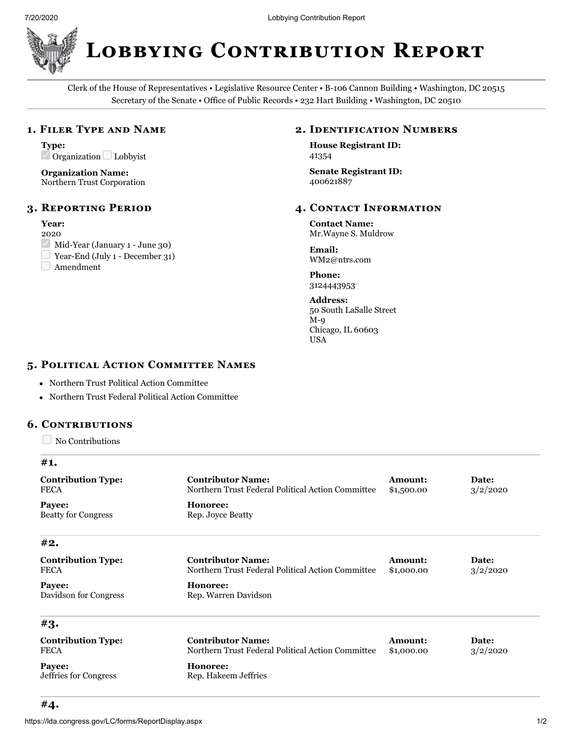# Lobbying Contribution Report

Clerk of the House of Representatives • Legislative Resource Center • B-106 Cannon Building • Washington, DC 20515
Secretary of the Senate • Office of Public Records • 232 Hart Building • Washington, DC 20510

## 1. Filer Type and Name

**Type:**
☑ Organization ☐ Lobbyist

**Organization Name:**
Northern Trust Corporation

## 2. Identification Numbers

**House Registrant ID:**
41354

**Senate Registrant ID:**
400621887

## 3. Reporting Period

**Year:**
2020

☑ Mid-Year (January 1 - June 30)
☐ Year-End (July 1 - December 31)
☐ Amendment

## 4. Contact Information

**Contact Name:**
Mr.Wayne S. Muldrow

**Email:**
WM2@ntrs.com

**Phone:**
3124443953

**Address:**
50 South LaSalle Street
M-9
Chicago, IL 60603
USA

## 5. Political Action Committee Names

- Northern Trust Political Action Committee
- Northern Trust Federal Political Action Committee

## 6. Contributions

☐ No Contributions

### #1.

**Contribution Type:** FECA
**Contributor Name:** Northern Trust Federal Political Action Committee
**Amount:** $1,500.00
**Date:** 3/2/2020
**Payee:** Beatty for Congress
**Honoree:** Rep. Joyce Beatty

### #2.

**Contribution Type:** FECA
**Contributor Name:** Northern Trust Federal Political Action Committee
**Amount:** $1,000.00
**Date:** 3/2/2020
**Payee:** Davidson for Congress
**Honoree:** Rep. Warren Davidson

### #3.

**Contribution Type:** FECA
**Contributor Name:** Northern Trust Federal Political Action Committee
**Amount:** $1,000.00
**Date:** 3/2/2020
**Payee:** Jeffries for Congress
**Honoree:** Rep. Hakeem Jeffries

### #4.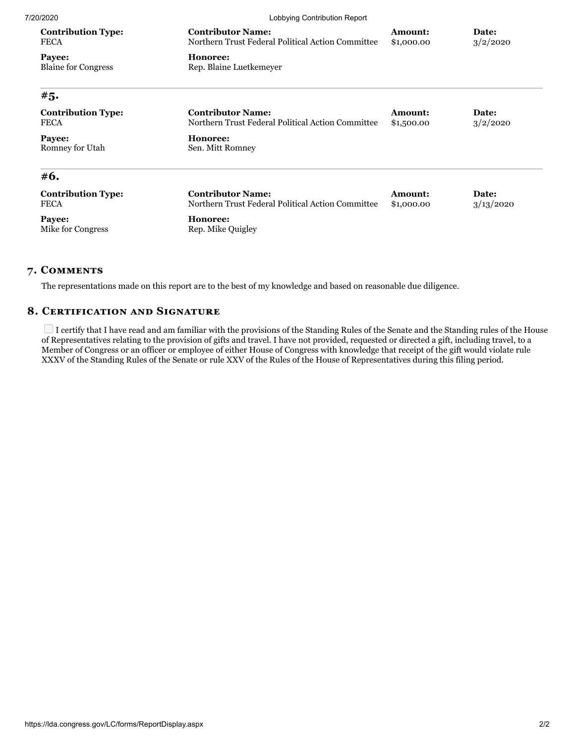**Contribution Type:**
FECA

**Contributor Name:**
Northern Trust Federal Political Action Committee

**Amount:**
$1,000.00

**Date:**
3/2/2020

**Payee:**
Blaine for Congress

**Honoree:**
Rep. Blaine Luetkemeyer

### #5.

**Contribution Type:**
FECA

**Contributor Name:**
Northern Trust Federal Political Action Committee

**Amount:**
$1,500.00

**Date:**
3/2/2020

**Payee:**
Romney for Utah

**Honoree:**
Sen. Mitt Romney

### #6.

**Contribution Type:**
FECA

**Contributor Name:**
Northern Trust Federal Political Action Committee

**Amount:**
$1,000.00

**Date:**
3/13/2020

**Payee:**
Mike for Congress

**Honoree:**
Rep. Mike Quigley

## 7. Comments

The representations made on this report are to the best of my knowledge and based on reasonable due diligence.

## 8. Certification and Signature

☐ I certify that I have read and am familiar with the provisions of the Standing Rules of the Senate and the Standing rules of the House of Representatives relating to the provision of gifts and travel. I have not provided, requested or directed a gift, including travel, to a Member of Congress or an officer or employee of either House of Congress with knowledge that receipt of the gift would violate rule XXXV of the Standing Rules of the Senate or rule XXV of the Rules of the House of Representatives during this filing period.